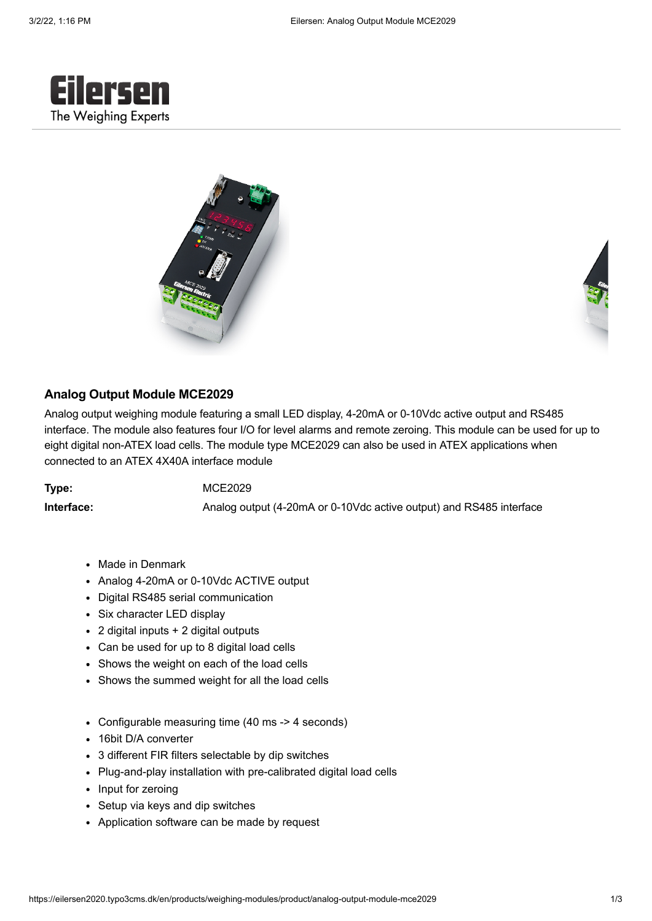## Analog Output Module MCE2029

Analog output weighing module featuring a small LED display, 4-20mA or 0-10Vdc active output and RS485 interface. The module also features four I/O for level alarms and remote zeroing. This module can be used for up to eight digital non-ATEX load cells. The module type MCE2029 can also be used in ATEX applications when connected to an ATEX 4X40A interface module

| | |
|---|---|
| **Type:** | MCE2029 |
| **Interface:** | Analog output (4-20mA or 0-10Vdc active output) and RS485 interface |

- Made in Denmark
- Analog 4-20mA or 0-10Vdc ACTIVE output
- Digital RS485 serial communication
- Six character LED display
- 2 digital inputs + 2 digital outputs
- Can be used for up to 8 digital load cells
- Shows the weight on each of the load cells
- Shows the summed weight for all the load cells

- Configurable measuring time (40 ms -> 4 seconds)
- 16bit D/A converter
- 3 different FIR filters selectable by dip switches
- Plug-and-play installation with pre-calibrated digital load cells
- Input for zeroing
- Setup via keys and dip switches
- Application software can be made by request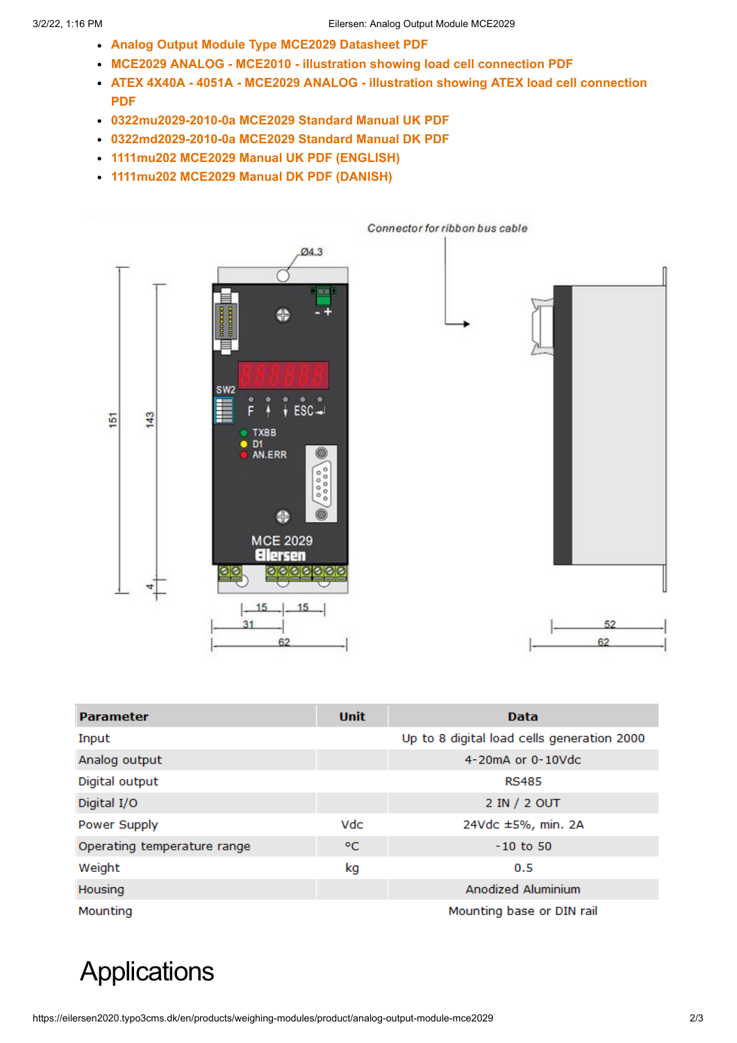- Analog Output Module Type MCE2029 Datasheet PDF
- MCE2029 ANALOG - MCE2010 - illustration showing load cell connection PDF
- ATEX 4X40A - 4051A - MCE2029 ANALOG - illustration showing ATEX load cell connection PDF
- 0322mu2029-2010-0a MCE2029 Standard Manual UK PDF
- 0322md2029-2010-0a MCE2029 Standard Manual DK PDF
- 1111mu202 MCE2029 Manual UK PDF (ENGLISH)
- 1111mu202 MCE2029 Manual DK PDF (DANISH)

| Parameter | Unit | Data |
| --- | --- | --- |
| Input | | Up to 8 digital load cells generation 2000 |
| Analog output | | 4-20mA or 0-10Vdc |
| Digital output | | RS485 |
| Digital I/O | | 2 IN / 2 OUT |
| Power Supply | Vdc | 24Vdc ±5%, min. 2A |
| Operating temperature range | °C | -10 to 50 |
| Weight | kg | 0.5 |
| Housing | | Anodized Aluminium |
| Mounting | | Mounting base or DIN rail |

# Applications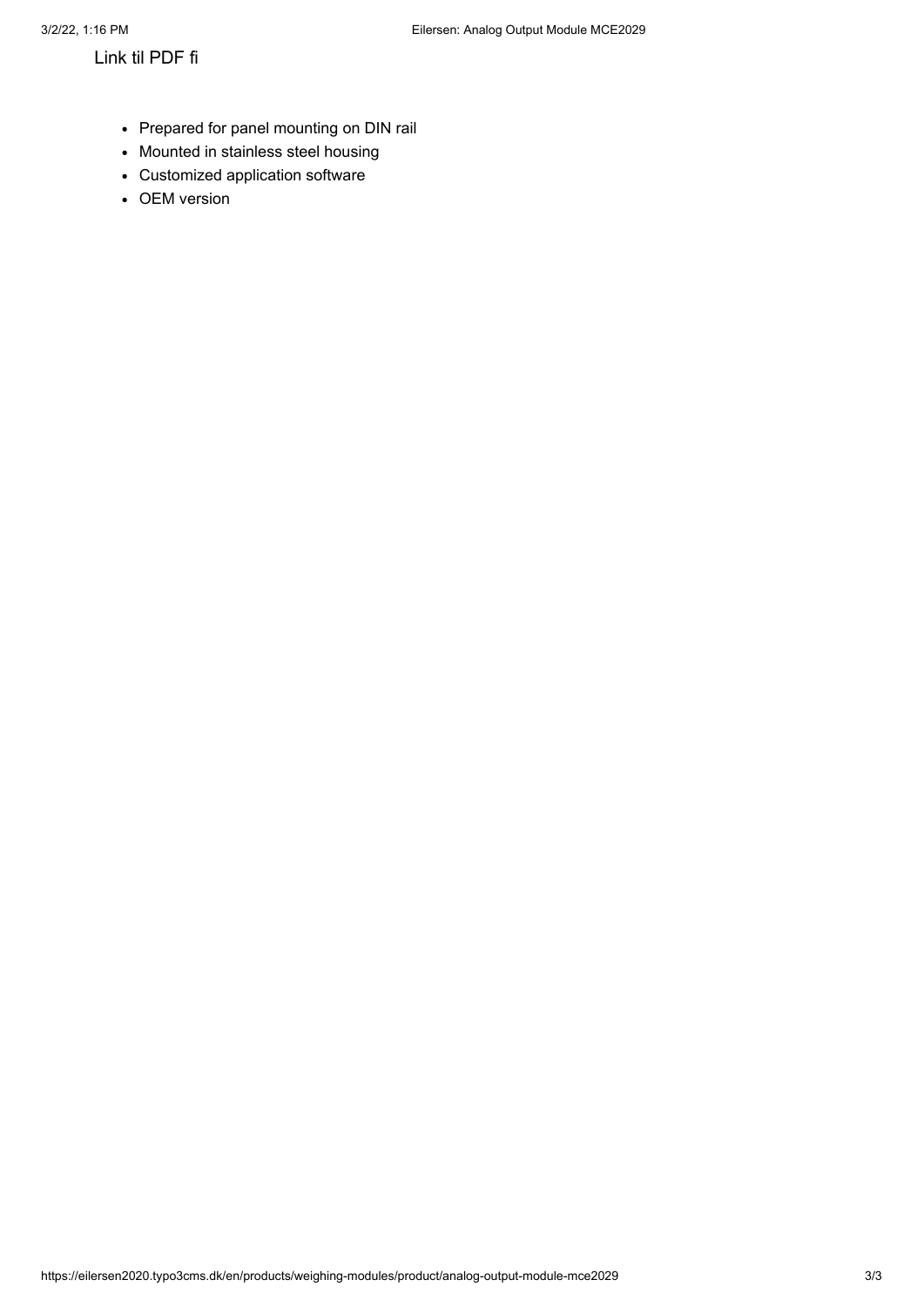Link til PDF fi

- Prepared for panel mounting on DIN rail
- Mounted in stainless steel housing
- Customized application software
- OEM version